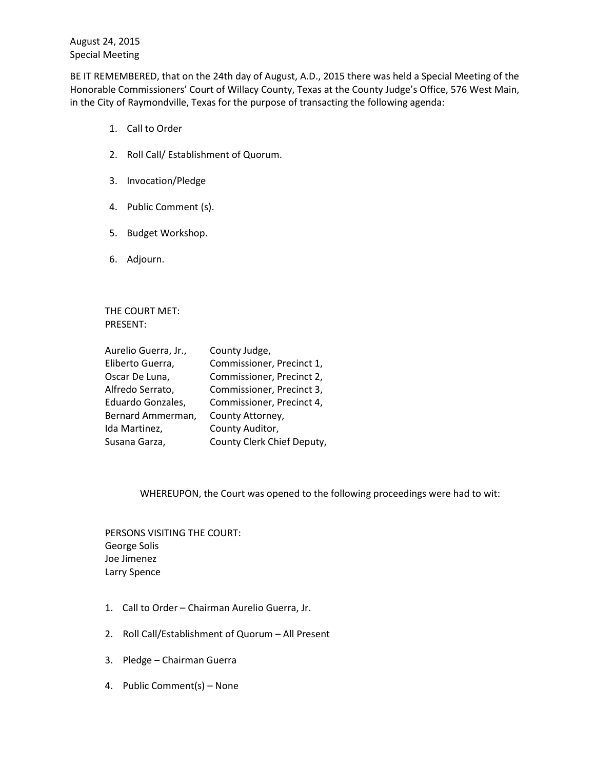August 24, 2015
Special Meeting

BE IT REMEMBERED, that on the 24th day of August, A.D., 2015 there was held a Special Meeting of the Honorable Commissioners' Court of Willacy County, Texas at the County Judge's Office, 576 West Main, in the City of Raymondville, Texas for the purpose of transacting the following agenda:

1. Call to Order
2. Roll Call/ Establishment of Quorum.
3. Invocation/Pledge
4. Public Comment (s).
5. Budget Workshop.
6. Adjourn.

THE COURT MET:
PRESENT:

| | |
|---|---|
| Aurelio Guerra, Jr., | County Judge, |
| Eliberto Guerra, | Commissioner, Precinct 1, |
| Oscar De Luna, | Commissioner, Precinct 2, |
| Alfredo Serrato, | Commissioner, Precinct 3, |
| Eduardo Gonzales, | Commissioner, Precinct 4, |
| Bernard Ammerman, | County Attorney, |
| Ida Martinez, | County Auditor, |
| Susana Garza, | County Clerk Chief Deputy, |

WHEREUPON, the Court was opened to the following proceedings were had to wit:

PERSONS VISITING THE COURT:
George Solis
Joe Jimenez
Larry Spence

1. Call to Order – Chairman Aurelio Guerra, Jr.
2. Roll Call/Establishment of Quorum – All Present
3. Pledge – Chairman Guerra
4. Public Comment(s) – None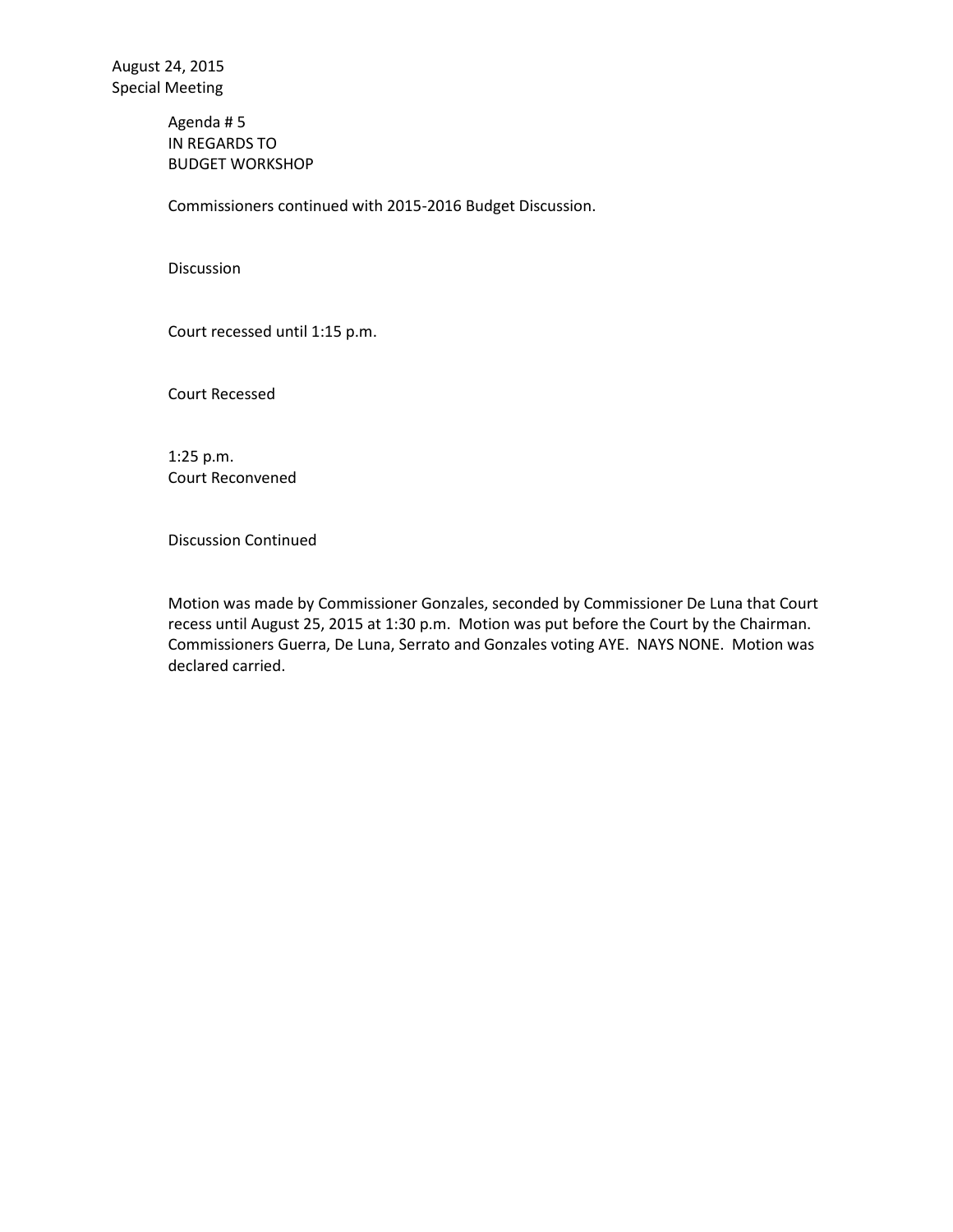August 24, 2015
Special Meeting

Agenda # 5
IN REGARDS TO
BUDGET WORKSHOP

Commissioners continued with 2015-2016 Budget Discussion.

Discussion

Court recessed until 1:15 p.m.

Court Recessed

1:25 p.m.
Court Reconvened

Discussion Continued

Motion was made by Commissioner Gonzales, seconded by Commissioner De Luna that Court recess until August 25, 2015 at 1:30 p.m. Motion was put before the Court by the Chairman. Commissioners Guerra, De Luna, Serrato and Gonzales voting AYE. NAYS NONE. Motion was declared carried.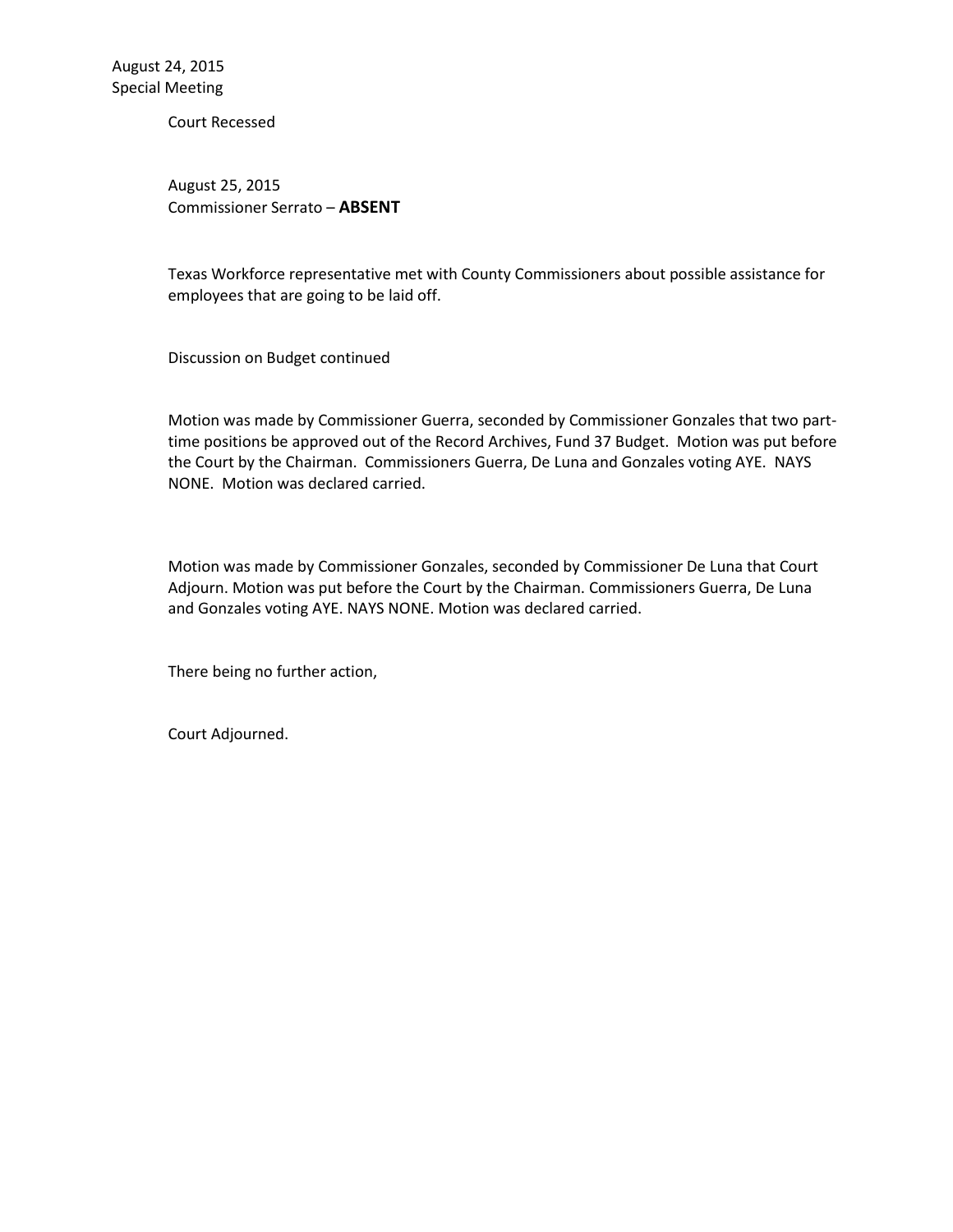August 24, 2015
Special Meeting

Court Recessed

August 25, 2015
Commissioner Serrato – **ABSENT**

Texas Workforce representative met with County Commissioners about possible assistance for employees that are going to be laid off.

Discussion on Budget continued

Motion was made by Commissioner Guerra, seconded by Commissioner Gonzales that two part-time positions be approved out of the Record Archives, Fund 37 Budget. Motion was put before the Court by the Chairman. Commissioners Guerra, De Luna and Gonzales voting AYE. NAYS NONE. Motion was declared carried.

Motion was made by Commissioner Gonzales, seconded by Commissioner De Luna that Court Adjourn. Motion was put before the Court by the Chairman. Commissioners Guerra, De Luna and Gonzales voting AYE. NAYS NONE. Motion was declared carried.

There being no further action,

Court Adjourned.